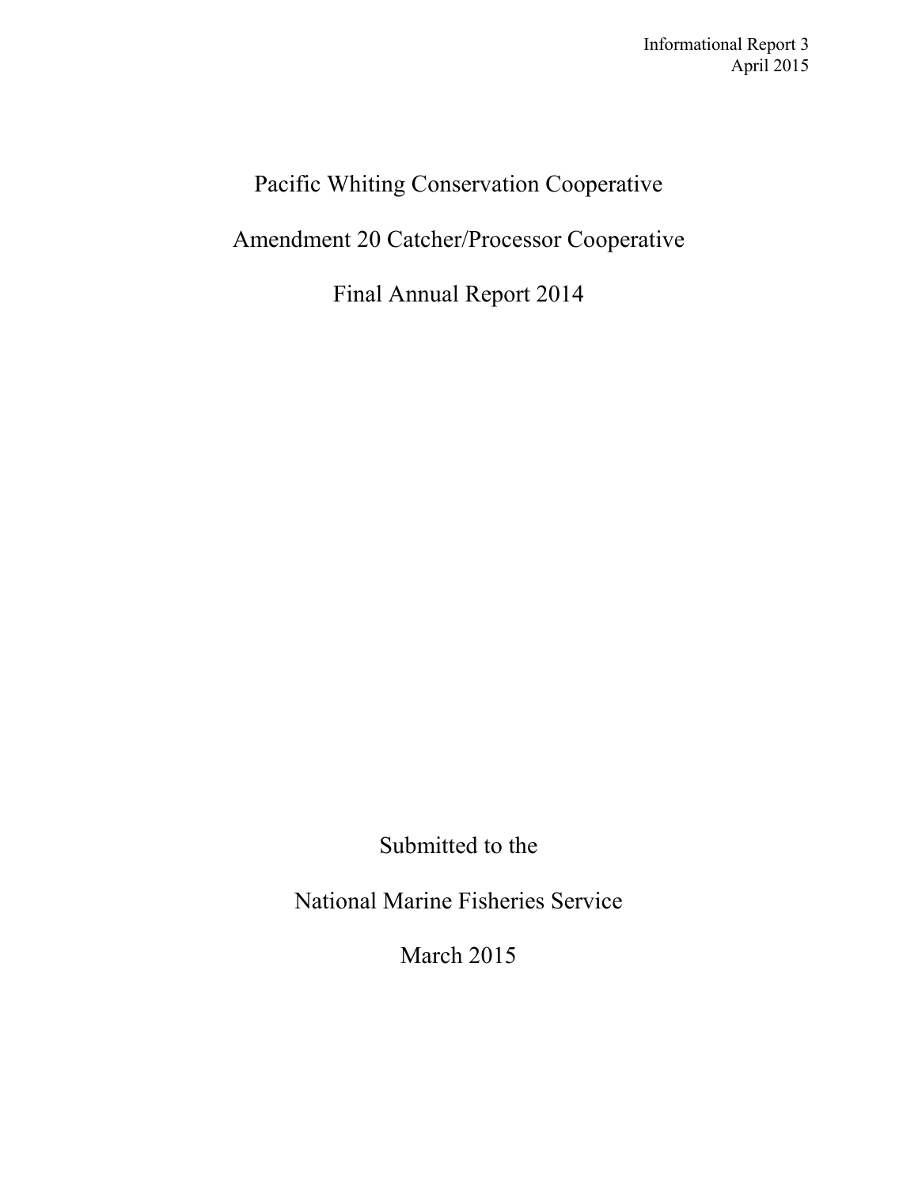Informational Report 3
April 2015

# Pacific Whiting Conservation Cooperative

# Amendment 20 Catcher/Processor Cooperative

# Final Annual Report 2014

Submitted to the

National Marine Fisheries Service

March 2015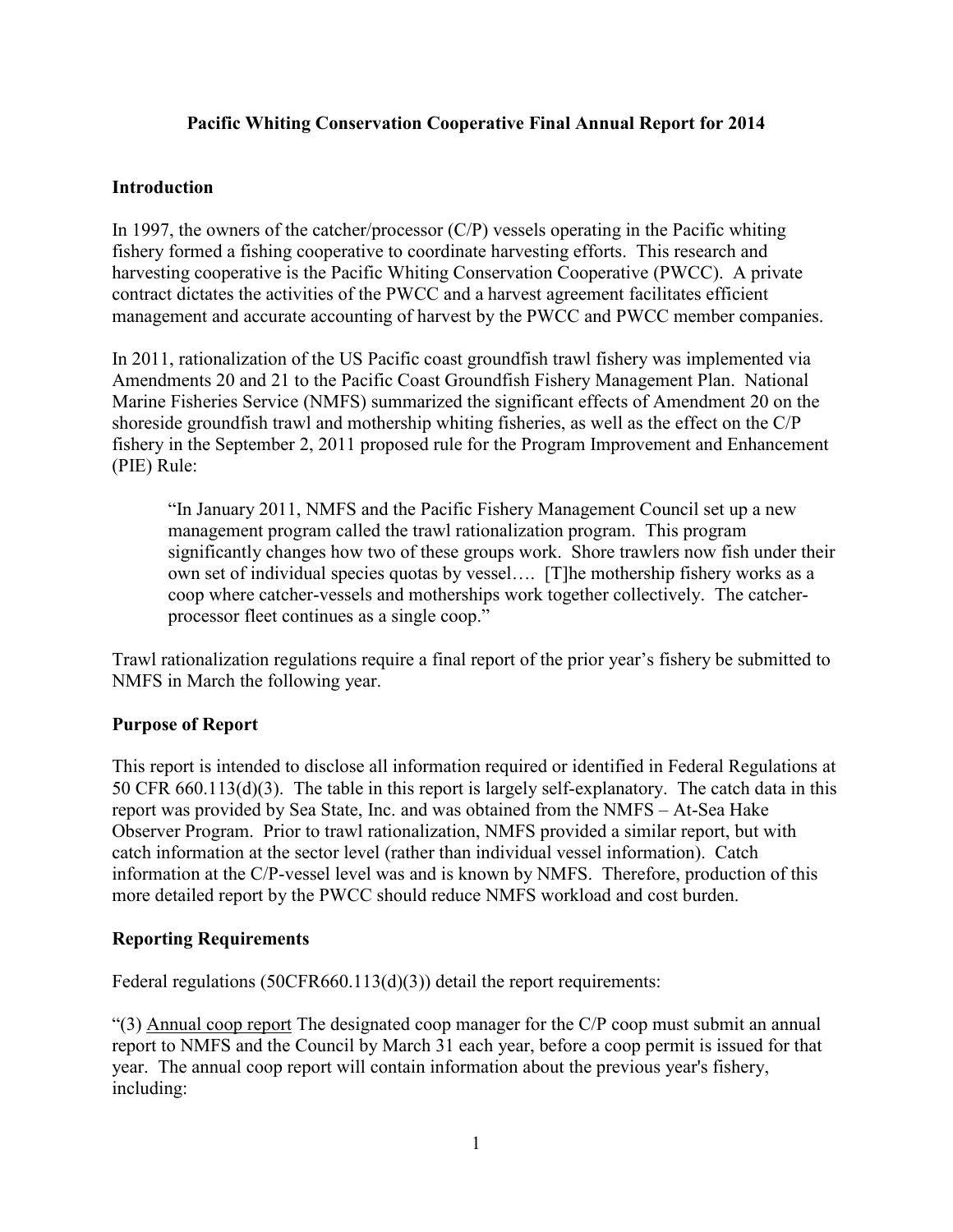**Pacific Whiting Conservation Cooperative Final Annual Report for 2014**

**Introduction**

In 1997, the owners of the catcher/processor (C/P) vessels operating in the Pacific whiting fishery formed a fishing cooperative to coordinate harvesting efforts. This research and harvesting cooperative is the Pacific Whiting Conservation Cooperative (PWCC). A private contract dictates the activities of the PWCC and a harvest agreement facilitates efficient management and accurate accounting of harvest by the PWCC and PWCC member companies.

In 2011, rationalization of the US Pacific coast groundfish trawl fishery was implemented via Amendments 20 and 21 to the Pacific Coast Groundfish Fishery Management Plan. National Marine Fisheries Service (NMFS) summarized the significant effects of Amendment 20 on the shoreside groundfish trawl and mothership whiting fisheries, as well as the effect on the C/P fishery in the September 2, 2011 proposed rule for the Program Improvement and Enhancement (PIE) Rule:

> "In January 2011, NMFS and the Pacific Fishery Management Council set up a new management program called the trawl rationalization program. This program significantly changes how two of these groups work. Shore trawlers now fish under their own set of individual species quotas by vessel…. [T]he mothership fishery works as a coop where catcher-vessels and motherships work together collectively. The catcher-processor fleet continues as a single coop."

Trawl rationalization regulations require a final report of the prior year's fishery be submitted to NMFS in March the following year.

**Purpose of Report**

This report is intended to disclose all information required or identified in Federal Regulations at 50 CFR 660.113(d)(3). The table in this report is largely self-explanatory. The catch data in this report was provided by Sea State, Inc. and was obtained from the NMFS – At-Sea Hake Observer Program. Prior to trawl rationalization, NMFS provided a similar report, but with catch information at the sector level (rather than individual vessel information). Catch information at the C/P-vessel level was and is known by NMFS. Therefore, production of this more detailed report by the PWCC should reduce NMFS workload and cost burden.

**Reporting Requirements**

Federal regulations (50CFR660.113(d)(3)) detail the report requirements:

"(3) Annual coop report The designated coop manager for the C/P coop must submit an annual report to NMFS and the Council by March 31 each year, before a coop permit is issued for that year. The annual coop report will contain information about the previous year's fishery, including: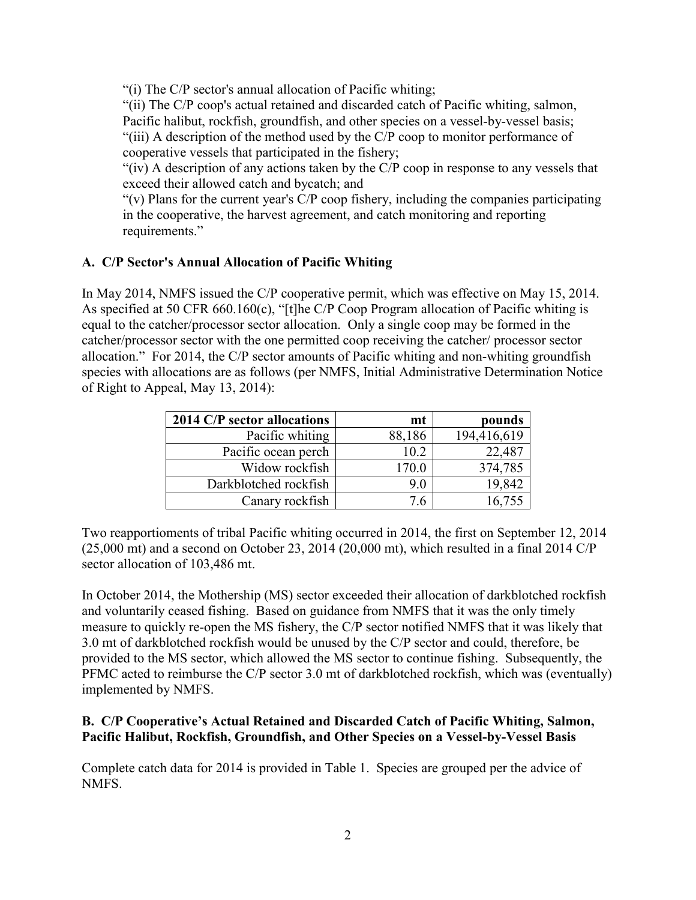"(i) The C/P sector's annual allocation of Pacific whiting;
"(ii) The C/P coop's actual retained and discarded catch of Pacific whiting, salmon, Pacific halibut, rockfish, groundfish, and other species on a vessel-by-vessel basis;
"(iii) A description of the method used by the C/P coop to monitor performance of cooperative vessels that participated in the fishery;
"(iv) A description of any actions taken by the C/P coop in response to any vessels that exceed their allowed catch and bycatch; and
"(v) Plans for the current year's C/P coop fishery, including the companies participating in the cooperative, the harvest agreement, and catch monitoring and reporting requirements."

### A. C/P Sector's Annual Allocation of Pacific Whiting

In May 2014, NMFS issued the C/P cooperative permit, which was effective on May 15, 2014. As specified at 50 CFR 660.160(c), "[t]he C/P Coop Program allocation of Pacific whiting is equal to the catcher/processor sector allocation. Only a single coop may be formed in the catcher/processor sector with the one permitted coop receiving the catcher/ processor sector allocation." For 2014, the C/P sector amounts of Pacific whiting and non-whiting groundfish species with allocations are as follows (per NMFS, Initial Administrative Determination Notice of Right to Appeal, May 13, 2014):

| 2014 C/P sector allocations | mt | pounds |
|---:|---:|---:|
| Pacific whiting | 88,186 | 194,416,619 |
| Pacific ocean perch | 10.2 | 22,487 |
| Widow rockfish | 170.0 | 374,785 |
| Darkblotched rockfish | 9.0 | 19,842 |
| Canary rockfish | 7.6 | 16,755 |

Two reapportioments of tribal Pacific whiting occurred in 2014, the first on September 12, 2014 (25,000 mt) and a second on October 23, 2014 (20,000 mt), which resulted in a final 2014 C/P sector allocation of 103,486 mt.

In October 2014, the Mothership (MS) sector exceeded their allocation of darkblotched rockfish and voluntarily ceased fishing. Based on guidance from NMFS that it was the only timely measure to quickly re-open the MS fishery, the C/P sector notified NMFS that it was likely that 3.0 mt of darkblotched rockfish would be unused by the C/P sector and could, therefore, be provided to the MS sector, which allowed the MS sector to continue fishing. Subsequently, the PFMC acted to reimburse the C/P sector 3.0 mt of darkblotched rockfish, which was (eventually) implemented by NMFS.

### B. C/P Cooperative's Actual Retained and Discarded Catch of Pacific Whiting, Salmon, Pacific Halibut, Rockfish, Groundfish, and Other Species on a Vessel-by-Vessel Basis

Complete catch data for 2014 is provided in Table 1. Species are grouped per the advice of NMFS.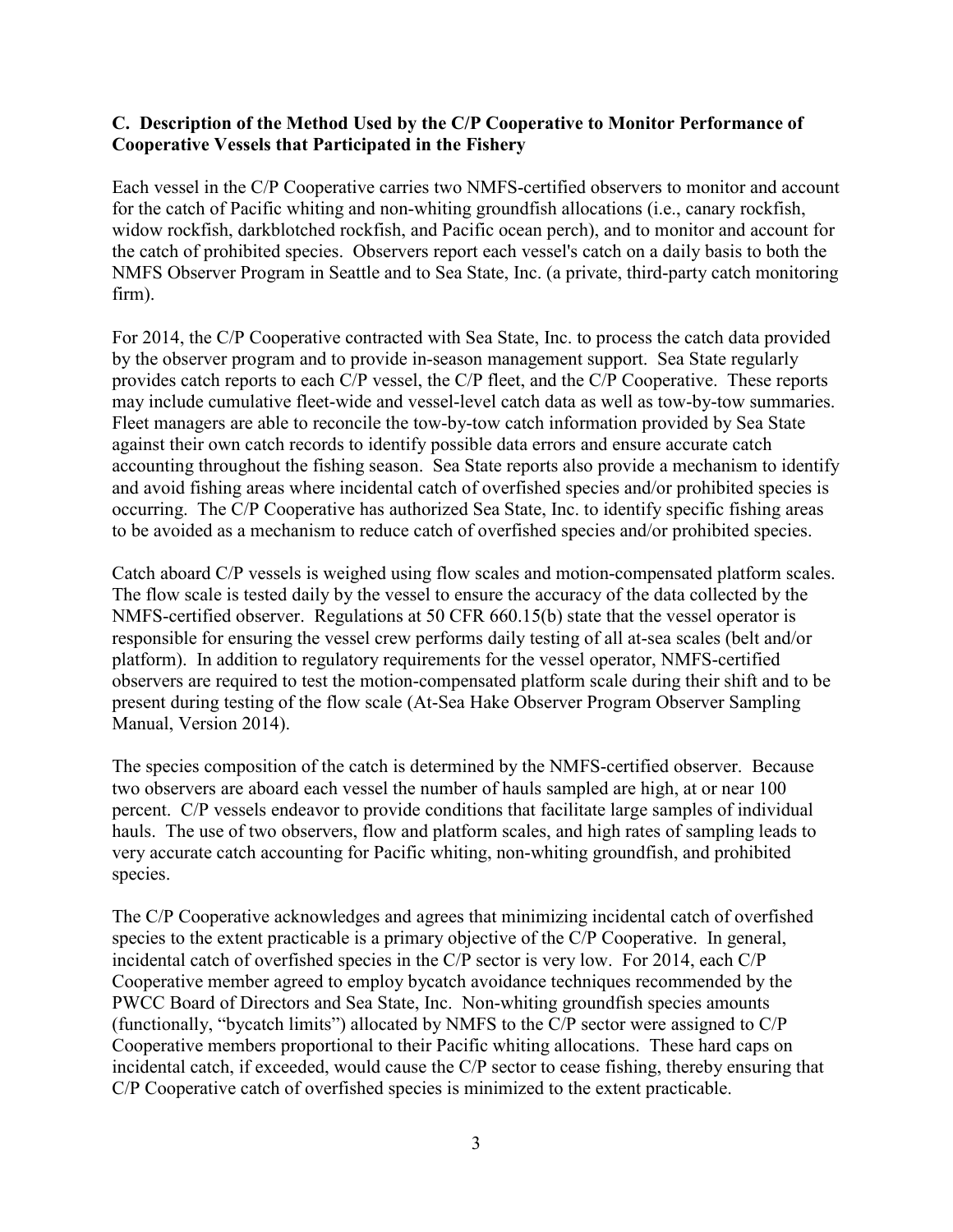### C. Description of the Method Used by the C/P Cooperative to Monitor Performance of Cooperative Vessels that Participated in the Fishery

Each vessel in the C/P Cooperative carries two NMFS-certified observers to monitor and account for the catch of Pacific whiting and non-whiting groundfish allocations (i.e., canary rockfish, widow rockfish, darkblotched rockfish, and Pacific ocean perch), and to monitor and account for the catch of prohibited species. Observers report each vessel's catch on a daily basis to both the NMFS Observer Program in Seattle and to Sea State, Inc. (a private, third-party catch monitoring firm).

For 2014, the C/P Cooperative contracted with Sea State, Inc. to process the catch data provided by the observer program and to provide in-season management support. Sea State regularly provides catch reports to each C/P vessel, the C/P fleet, and the C/P Cooperative. These reports may include cumulative fleet-wide and vessel-level catch data as well as tow-by-tow summaries. Fleet managers are able to reconcile the tow-by-tow catch information provided by Sea State against their own catch records to identify possible data errors and ensure accurate catch accounting throughout the fishing season. Sea State reports also provide a mechanism to identify and avoid fishing areas where incidental catch of overfished species and/or prohibited species is occurring. The C/P Cooperative has authorized Sea State, Inc. to identify specific fishing areas to be avoided as a mechanism to reduce catch of overfished species and/or prohibited species.

Catch aboard C/P vessels is weighed using flow scales and motion-compensated platform scales. The flow scale is tested daily by the vessel to ensure the accuracy of the data collected by the NMFS-certified observer. Regulations at 50 CFR 660.15(b) state that the vessel operator is responsible for ensuring the vessel crew performs daily testing of all at-sea scales (belt and/or platform). In addition to regulatory requirements for the vessel operator, NMFS-certified observers are required to test the motion-compensated platform scale during their shift and to be present during testing of the flow scale (At-Sea Hake Observer Program Observer Sampling Manual, Version 2014).

The species composition of the catch is determined by the NMFS-certified observer. Because two observers are aboard each vessel the number of hauls sampled are high, at or near 100 percent. C/P vessels endeavor to provide conditions that facilitate large samples of individual hauls. The use of two observers, flow and platform scales, and high rates of sampling leads to very accurate catch accounting for Pacific whiting, non-whiting groundfish, and prohibited species.

The C/P Cooperative acknowledges and agrees that minimizing incidental catch of overfished species to the extent practicable is a primary objective of the C/P Cooperative. In general, incidental catch of overfished species in the C/P sector is very low. For 2014, each C/P Cooperative member agreed to employ bycatch avoidance techniques recommended by the PWCC Board of Directors and Sea State, Inc. Non-whiting groundfish species amounts (functionally, "bycatch limits") allocated by NMFS to the C/P sector were assigned to C/P Cooperative members proportional to their Pacific whiting allocations. These hard caps on incidental catch, if exceeded, would cause the C/P sector to cease fishing, thereby ensuring that C/P Cooperative catch of overfished species is minimized to the extent practicable.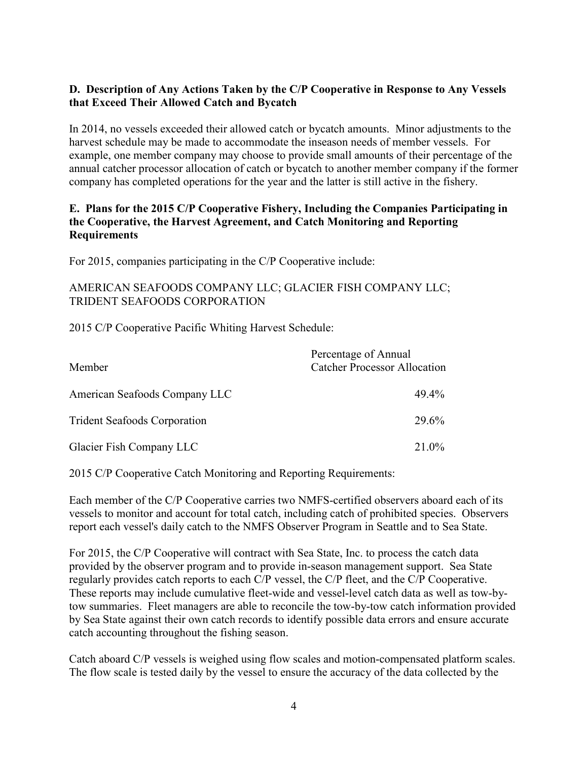**D. Description of Any Actions Taken by the C/P Cooperative in Response to Any Vessels that Exceed Their Allowed Catch and Bycatch**

In 2014, no vessels exceeded their allowed catch or bycatch amounts. Minor adjustments to the harvest schedule may be made to accommodate the inseason needs of member vessels. For example, one member company may choose to provide small amounts of their percentage of the annual catcher processor allocation of catch or bycatch to another member company if the former company has completed operations for the year and the latter is still active in the fishery.

**E. Plans for the 2015 C/P Cooperative Fishery, Including the Companies Participating in the Cooperative, the Harvest Agreement, and Catch Monitoring and Reporting Requirements**

For 2015, companies participating in the C/P Cooperative include:

AMERICAN SEAFOODS COMPANY LLC; GLACIER FISH COMPANY LLC; TRIDENT SEAFOODS CORPORATION

2015 C/P Cooperative Pacific Whiting Harvest Schedule:

| Member | Percentage of Annual Catcher Processor Allocation |
|---|---|
| American Seafoods Company LLC | 49.4% |
| Trident Seafoods Corporation | 29.6% |
| Glacier Fish Company LLC | 21.0% |

2015 C/P Cooperative Catch Monitoring and Reporting Requirements:

Each member of the C/P Cooperative carries two NMFS-certified observers aboard each of its vessels to monitor and account for total catch, including catch of prohibited species. Observers report each vessel's daily catch to the NMFS Observer Program in Seattle and to Sea State.

For 2015, the C/P Cooperative will contract with Sea State, Inc. to process the catch data provided by the observer program and to provide in-season management support. Sea State regularly provides catch reports to each C/P vessel, the C/P fleet, and the C/P Cooperative. These reports may include cumulative fleet-wide and vessel-level catch data as well as tow-by-tow summaries. Fleet managers are able to reconcile the tow-by-tow catch information provided by Sea State against their own catch records to identify possible data errors and ensure accurate catch accounting throughout the fishing season.

Catch aboard C/P vessels is weighed using flow scales and motion-compensated platform scales. The flow scale is tested daily by the vessel to ensure the accuracy of the data collected by the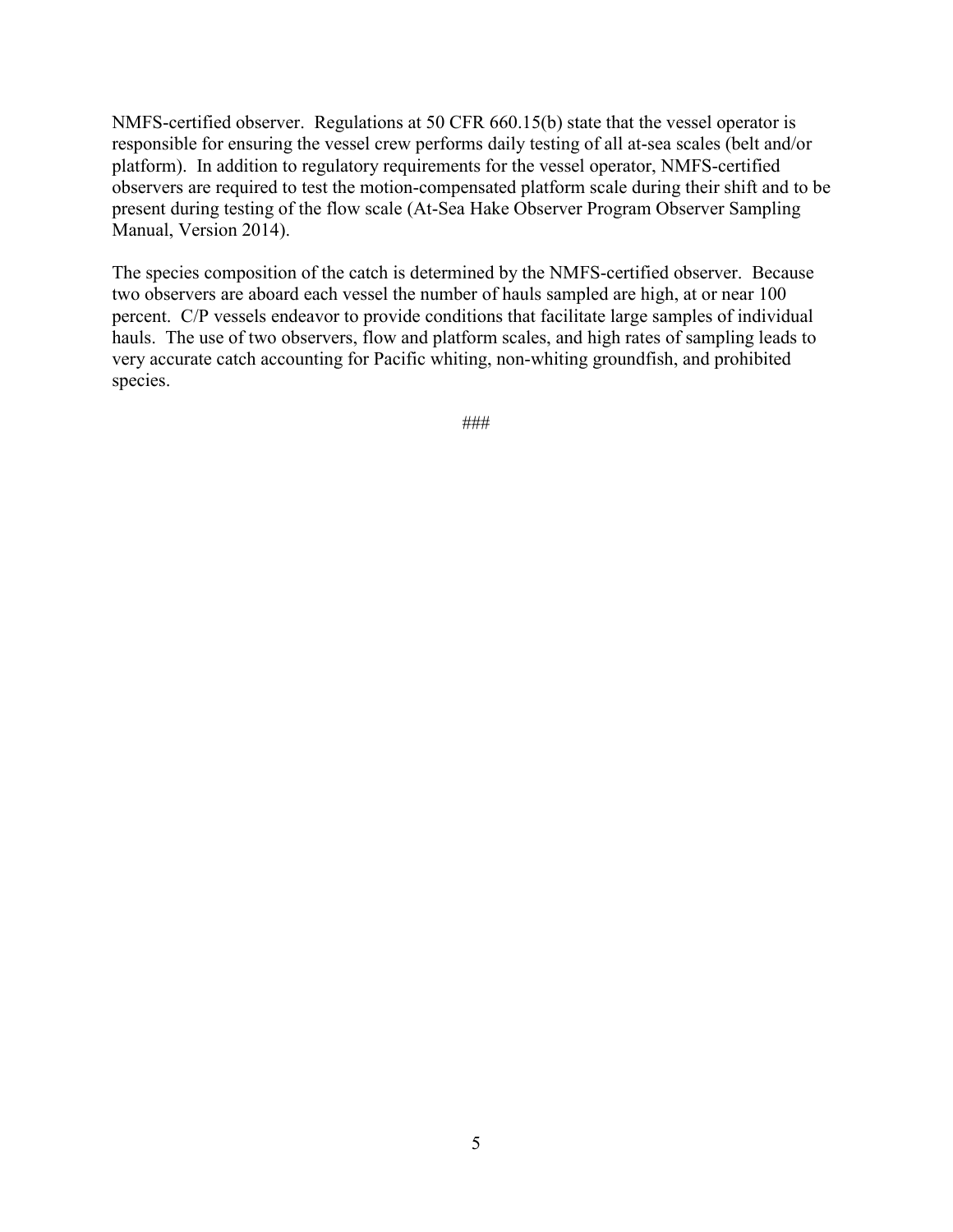NMFS-certified observer. Regulations at 50 CFR 660.15(b) state that the vessel operator is responsible for ensuring the vessel crew performs daily testing of all at-sea scales (belt and/or platform). In addition to regulatory requirements for the vessel operator, NMFS-certified observers are required to test the motion-compensated platform scale during their shift and to be present during testing of the flow scale (At-Sea Hake Observer Program Observer Sampling Manual, Version 2014).

The species composition of the catch is determined by the NMFS-certified observer. Because two observers are aboard each vessel the number of hauls sampled are high, at or near 100 percent. C/P vessels endeavor to provide conditions that facilitate large samples of individual hauls. The use of two observers, flow and platform scales, and high rates of sampling leads to very accurate catch accounting for Pacific whiting, non-whiting groundfish, and prohibited species.

###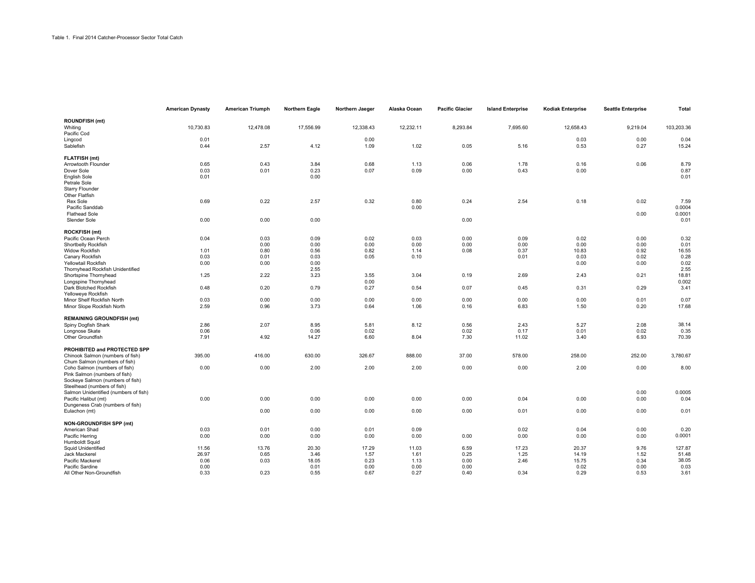Table 1. Final 2014 Catcher-Processor Sector Total Catch

| | American Dynasty | American Triumph | Northern Eagle | Northern Jaeger | Alaska Ocean | Pacific Glacier | Island Enterprise | Kodiak Enterprise | Seattle Enterprise | Total |
|---|---|---|---|---|---|---|---|---|---|---|
| **ROUNDFISH (mt)** | | | | | | | | | | |
| Whiting | 10,730.83 | 12,478.08 | 17,556.99 | 12,338.43 | 12,232.11 | 8,293.84 | 7,695.60 | 12,658.43 | 9,219.04 | 103,203.36 |
| Pacific Cod | | | | | | | | | | |
| Lingcod | 0.01 | | | 0.00 | | | | 0.03 | 0.00 | 0.04 |
| Sablefish | 0.44 | 2.57 | 4.12 | 1.09 | 1.02 | 0.05 | 5.16 | 0.53 | 0.27 | 15.24 |
| **FLATFISH (mt)** | | | | | | | | | | |
| Arrowtooth Flounder | 0.65 | 0.43 | 3.84 | 0.68 | 1.13 | 0.06 | 1.78 | 0.16 | 0.06 | 8.79 |
| Dover Sole | 0.03 | 0.01 | 0.23 | 0.07 | 0.09 | 0.00 | 0.43 | 0.00 | | 0.87 |
| English Sole | 0.01 | | 0.00 | | | | | | | 0.01 |
| Petrale Sole | | | | | | | | | | |
| Starry Flounder | | | | | | | | | | |
| Other Flatfish | | | | | | | | | | |
| Rex Sole | 0.69 | 0.22 | 2.57 | 0.32 | 0.80 | 0.24 | 2.54 | 0.18 | 0.02 | 7.59 |
| Pacific Sanddab | | | | | 0.00 | | | | | 0.0004 |
| Flathead Sole | | | | | | | | | 0.00 | 0.0001 |
| Slender Sole | 0.00 | 0.00 | 0.00 | | | 0.00 | | | | 0.01 |
| **ROCKFISH (mt)** | | | | | | | | | | |
| Pacific Ocean Perch | 0.04 | 0.03 | 0.09 | 0.02 | 0.03 | 0.00 | 0.09 | 0.02 | 0.00 | 0.32 |
| Shortbelly Rockfish | | 0.00 | 0.00 | 0.00 | 0.00 | 0.00 | 0.00 | 0.00 | 0.00 | 0.01 |
| Widow Rockfish | 1.01 | 0.80 | 0.56 | 0.82 | 1.14 | 0.08 | 0.37 | 10.83 | 0.92 | 16.55 |
| Canary Rockfish | 0.03 | 0.01 | 0.03 | 0.05 | 0.10 | | 0.01 | 0.03 | 0.02 | 0.28 |
| Yellowtail Rockfish | 0.00 | 0.00 | 0.00 | | | | | 0.00 | 0.00 | 0.02 |
| Thornyhead Rockfish Unidentified | | | 2.55 | | | | | | | 2.55 |
| Shortspine Thornyhead | 1.25 | 2.22 | 3.23 | 3.55 | 3.04 | 0.19 | 2.69 | 2.43 | 0.21 | 18.81 |
| Longspine Thornyhead | | | | 0.00 | | | | | | 0.002 |
| Dark Blotched Rockfish | 0.48 | 0.20 | 0.79 | 0.27 | 0.54 | 0.07 | 0.45 | 0.31 | 0.29 | 3.41 |
| Yelloweye Rockfish | | | | | | | | | | |
| Minor Shelf Rockfish North | 0.03 | 0.00 | 0.00 | 0.00 | 0.00 | 0.00 | 0.00 | 0.00 | 0.01 | 0.07 |
| Minor Slope Rockfish North | 2.59 | 0.96 | 3.73 | 0.64 | 1.06 | 0.16 | 6.83 | 1.50 | 0.20 | 17.68 |
| **REMAINING GROUNDFISH (mt)** | | | | | | | | | | |
| Spiny Dogfish Shark | 2.86 | 2.07 | 8.95 | 5.81 | 8.12 | 0.56 | 2.43 | 5.27 | 2.08 | 38.14 |
| Longnose Skate | 0.06 | | 0.06 | 0.02 | | 0.02 | 0.17 | 0.01 | 0.02 | 0.35 |
| Other Groundfish | 7.91 | 4.92 | 14.27 | 6.60 | 8.04 | 7.30 | 11.02 | 3.40 | 6.93 | 70.39 |
| **PROHIBITED and PROTECTED SPP** | | | | | | | | | | |
| Chinook Salmon (numbers of fish) | 395.00 | 416.00 | 630.00 | 326.67 | 888.00 | 37.00 | 578.00 | 258.00 | 252.00 | 3,780.67 |
| Chum Salmon (numbers of fish) | | | | | | | | | | |
| Coho Salmon (numbers of fish) | 0.00 | 0.00 | 2.00 | 2.00 | 2.00 | 0.00 | 0.00 | 2.00 | 0.00 | 8.00 |
| Pink Salmon (numbers of fish) | | | | | | | | | | |
| Sockeye Salmon (numbers of fish) | | | | | | | | | | |
| Steelhead (numbers of fish) | | | | | | | | | | |
| Salmon Unidentified (numbers of fish) | | | | | | | | | 0.00 | 0.0005 |
| Pacific Halibut (mt) | 0.00 | 0.00 | 0.00 | 0.00 | 0.00 | 0.00 | 0.04 | 0.00 | 0.00 | 0.04 |
| Dungeness Crab (numbers of fish) | | | | | | | | | | |
| Eulachon (mt) | | 0.00 | 0.00 | 0.00 | 0.00 | 0.00 | 0.01 | 0.00 | 0.00 | 0.01 |
| **NON-GROUNDFISH SPP (mt)** | | | | | | | | | | |
| American Shad | 0.03 | 0.01 | 0.00 | 0.01 | 0.09 | | 0.02 | 0.04 | 0.00 | 0.20 |
| Pacific Herring | 0.00 | 0.00 | 0.00 | 0.00 | 0.00 | 0.00 | | 0.00 | 0.00 | 0.0001 |
| Humboldt Squid | | | | | | | | | | |
| Squid Unidentified | 11.56 | 13.76 | 20.30 | 17.29 | 11.03 | 6.59 | 17.23 | 20.37 | 9.76 | 127.87 |
| Jack Mackerel | 26.97 | 0.65 | 3.46 | 1.57 | 1.61 | 0.25 | 1.25 | 14.19 | 1.52 | 51.48 |
| Pacific Mackerel | 0.06 | 0.03 | 18.05 | 0.23 | 1.13 | 0.00 | 2.46 | 15.75 | 0.34 | 38.05 |
| Pacific Sardine | 0.00 | | 0.01 | 0.00 | 0.00 | 0.00 | | 0.02 | 0.00 | 0.03 |
| All Other Non-Groundfish | 0.33 | 0.23 | 0.55 | 0.67 | 0.27 | 0.40 | 0.34 | 0.29 | 0.53 | 3.61 |